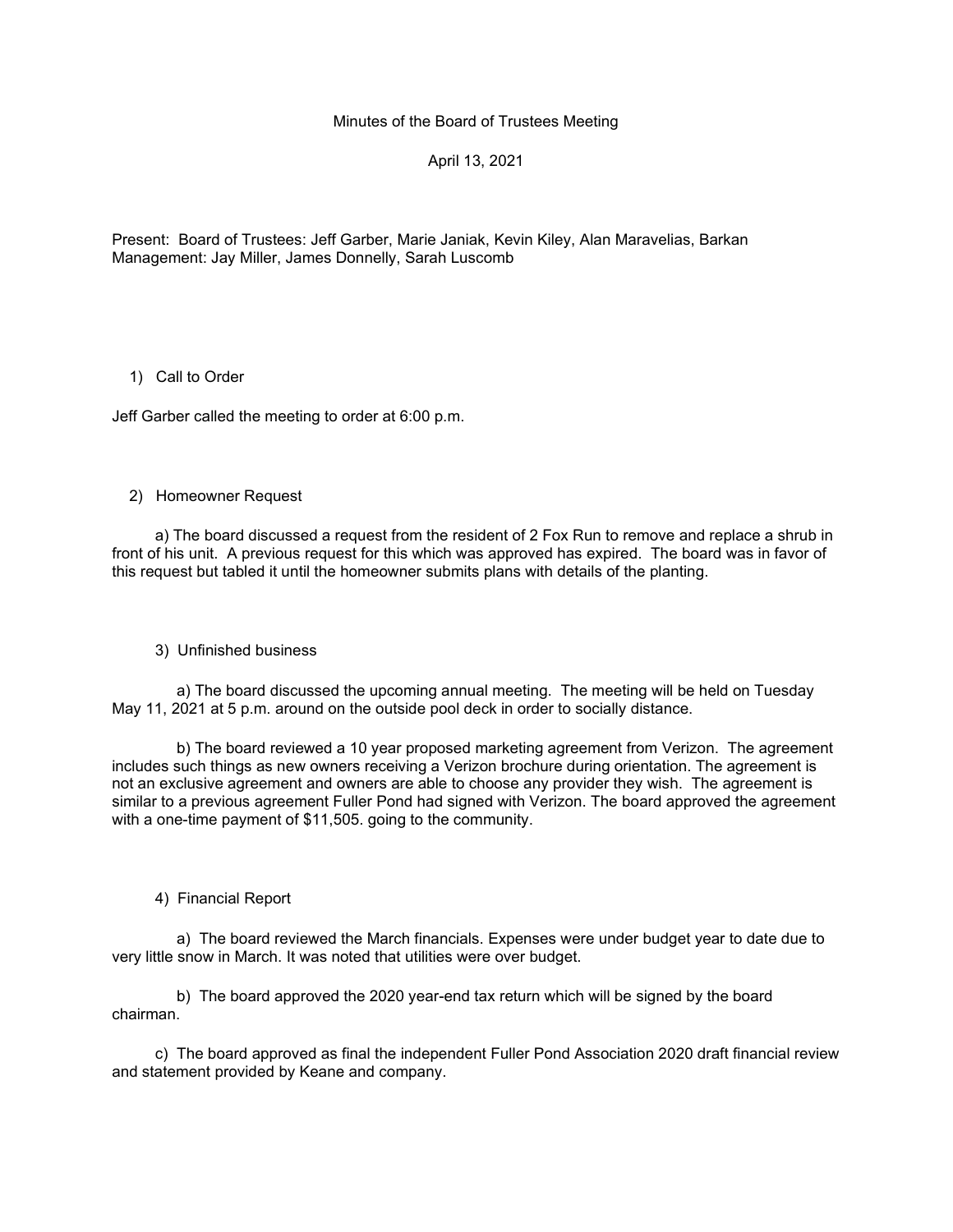Minutes of the Board of Trustees Meeting

April 13, 2021

Present: Board of Trustees: Jeff Garber, Marie Janiak, Kevin Kiley, Alan Maravelias, Barkan Management: Jay Miller, James Donnelly, Sarah Luscomb

1) Call to Order

Jeff Garber called the meeting to order at 6:00 p.m.

2) Homeowner Request

a) The board discussed a request from the resident of 2 Fox Run to remove and replace a shrub in front of his unit. A previous request for this which was approved has expired. The board was in favor of this request but tabled it until the homeowner submits plans with details of the planting.

3) Unfinished business

a) The board discussed the upcoming annual meeting. The meeting will be held on Tuesday May 11, 2021 at 5 p.m. around on the outside pool deck in order to socially distance.

b) The board reviewed a 10 year proposed marketing agreement from Verizon. The agreement includes such things as new owners receiving a Verizon brochure during orientation. The agreement is not an exclusive agreement and owners are able to choose any provider they wish. The agreement is similar to a previous agreement Fuller Pond had signed with Verizon. The board approved the agreement with a one-time payment of $11,505. going to the community.

4) Financial Report

a) The board reviewed the March financials. Expenses were under budget year to date due to very little snow in March. It was noted that utilities were over budget.

b) The board approved the 2020 year-end tax return which will be signed by the board chairman.

c) The board approved as final the independent Fuller Pond Association 2020 draft financial review and statement provided by Keane and company.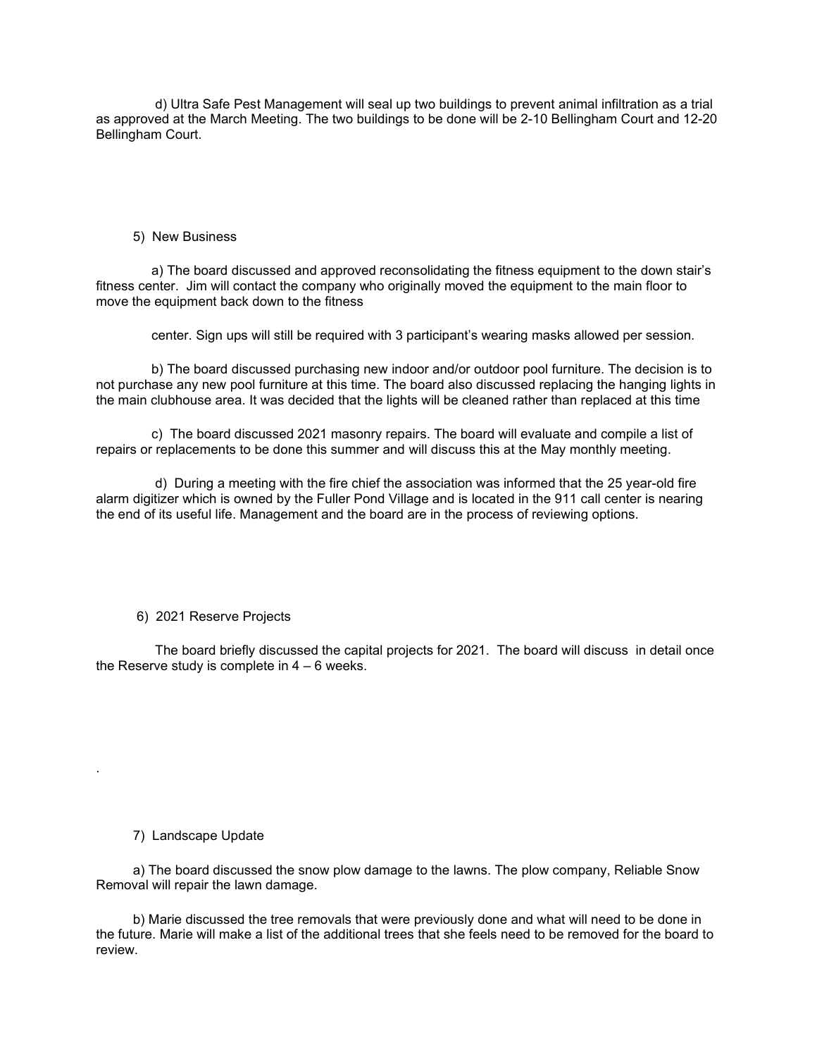d) Ultra Safe Pest Management will seal up two buildings to prevent animal infiltration as a trial as approved at the March Meeting. The two buildings to be done will be 2-10 Bellingham Court and 12-20 Bellingham Court.

5) New Business

a) The board discussed and approved reconsolidating the fitness equipment to the down stair's fitness center. Jim will contact the company who originally moved the equipment to the main floor to move the equipment back down to the fitness

center. Sign ups will still be required with 3 participant's wearing masks allowed per session.

b) The board discussed purchasing new indoor and/or outdoor pool furniture. The decision is to not purchase any new pool furniture at this time. The board also discussed replacing the hanging lights in the main clubhouse area. It was decided that the lights will be cleaned rather than replaced at this time

c) The board discussed 2021 masonry repairs. The board will evaluate and compile a list of repairs or replacements to be done this summer and will discuss this at the May monthly meeting.

d) During a meeting with the fire chief the association was informed that the 25 year-old fire alarm digitizer which is owned by the Fuller Pond Village and is located in the 911 call center is nearing the end of its useful life. Management and the board are in the process of reviewing options.

6) 2021 Reserve Projects

The board briefly discussed the capital projects for 2021. The board will discuss in detail once the Reserve study is complete in 4 – 6 weeks.

.

7) Landscape Update

a) The board discussed the snow plow damage to the lawns. The plow company, Reliable Snow Removal will repair the lawn damage.

b) Marie discussed the tree removals that were previously done and what will need to be done in the future. Marie will make a list of the additional trees that she feels need to be removed for the board to review.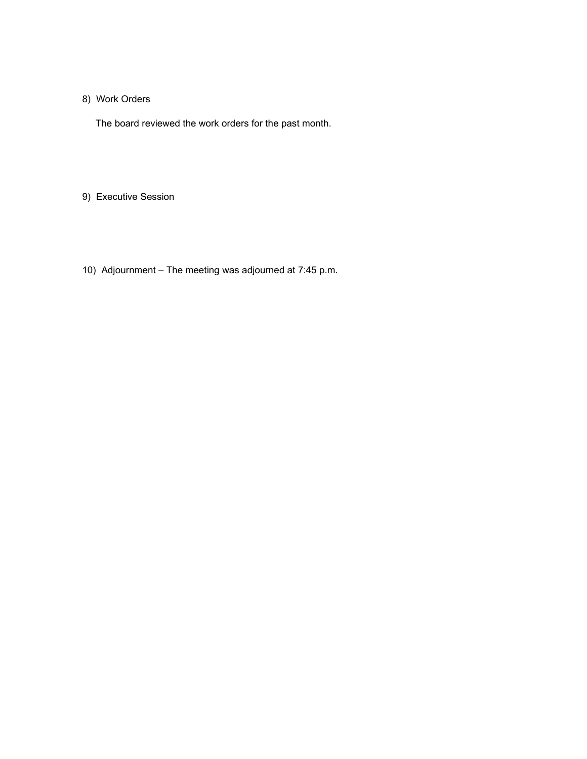8) Work Orders

The board reviewed the work orders for the past month.

9) Executive Session

10) Adjournment – The meeting was adjourned at 7:45 p.m.